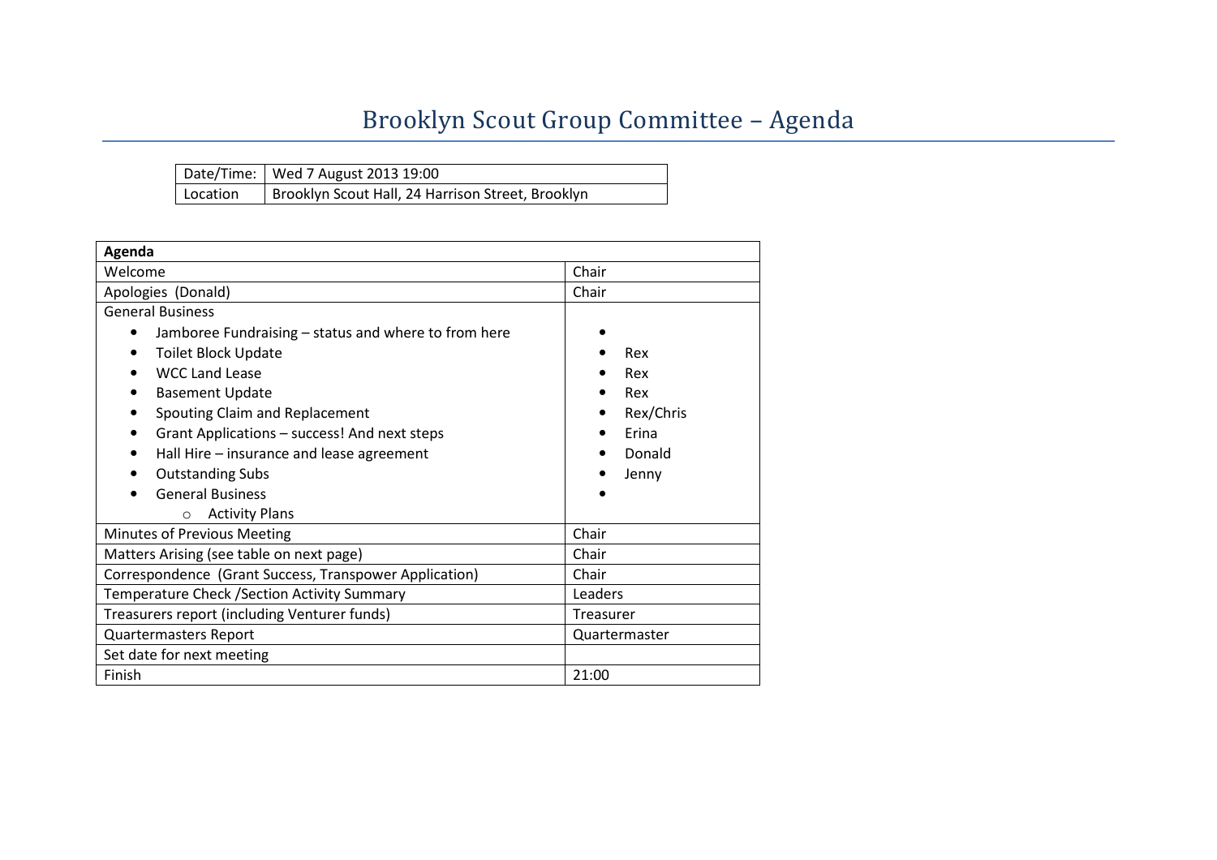# Brooklyn Scout Group Committee – Agenda

| Date/Time: | Wed 7 August 2013 19:00 |
| --- | --- |
| Location | Brooklyn Scout Hall, 24 Harrison Street, Brooklyn |

| Agenda | |
| --- | --- |
| Welcome | Chair |
| Apologies (Donald) | Chair |
| General Business<br>• Jamboree Fundraising – status and where to from here<br>• Toilet Block Update<br>• WCC Land Lease<br>• Basement Update<br>• Spouting Claim and Replacement<br>• Grant Applications – success! And next steps<br>• Hall Hire – insurance and lease agreement<br>• Outstanding Subs<br>• General Business<br>  ○ Activity Plans | •<br>• Rex<br>• Rex<br>• Rex<br>• Rex/Chris<br>• Erina<br>• Donald<br>• Jenny<br>• |
| Minutes of Previous Meeting | Chair |
| Matters Arising (see table on next page) | Chair |
| Correspondence (Grant Success, Transpower Application) | Chair |
| Temperature Check /Section Activity Summary | Leaders |
| Treasurers report (including Venturer funds) | Treasurer |
| Quartermasters Report | Quartermaster |
| Set date for next meeting | |
| Finish | 21:00 |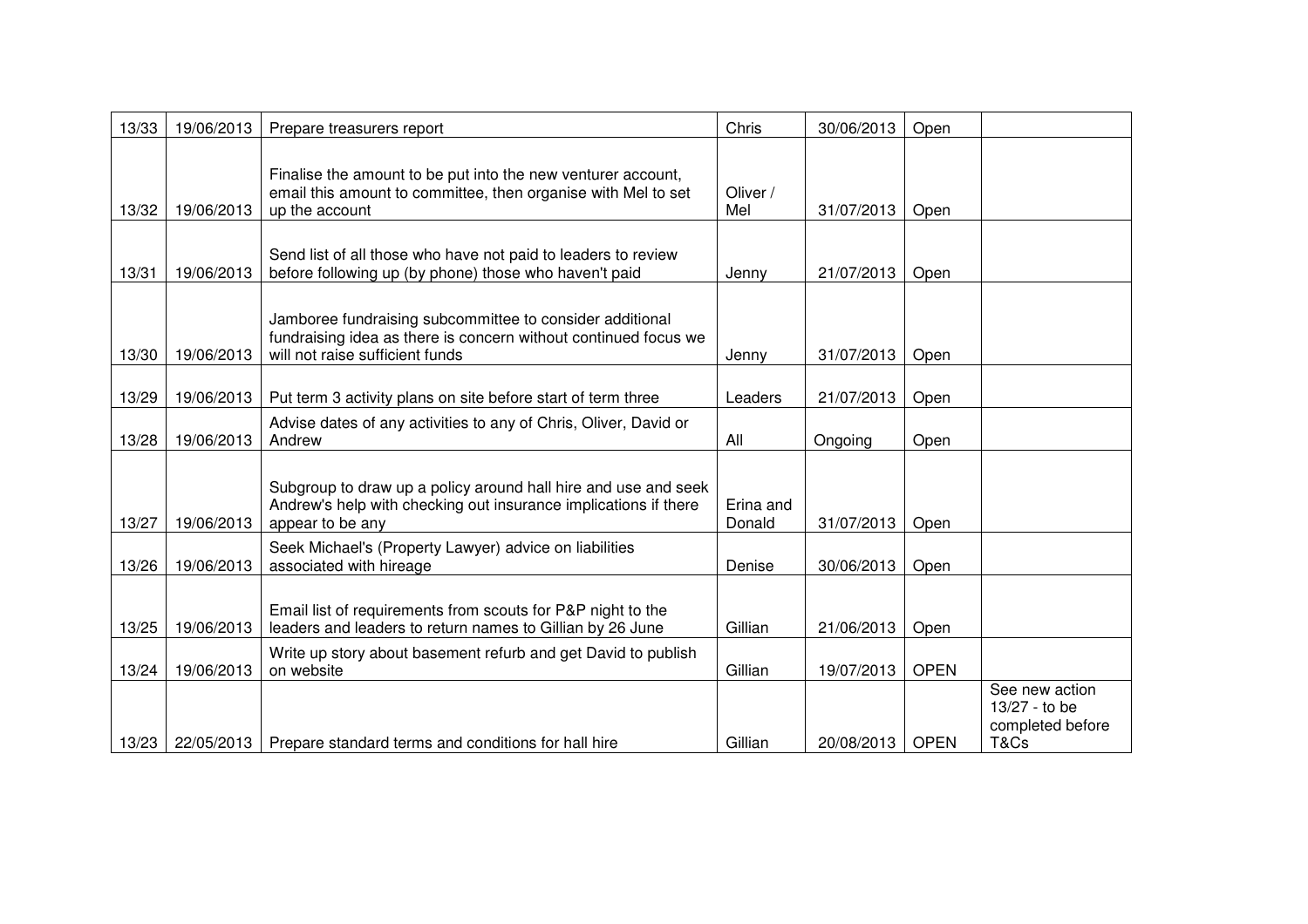| 13/33 | 19/06/2013 | Prepare treasurers report | Chris | 30/06/2013 | Open | |
|---|---|---|---|---|---|---|
| 13/32 | 19/06/2013 | Finalise the amount to be put into the new venturer account, email this amount to committee, then organise with Mel to set up the account | Oliver / Mel | 31/07/2013 | Open | |
| 13/31 | 19/06/2013 | Send list of all those who have not paid to leaders to review before following up (by phone) those who haven't paid | Jenny | 21/07/2013 | Open | |
| 13/30 | 19/06/2013 | Jamboree fundraising subcommittee to consider additional fundraising idea as there is concern without continued focus we will not raise sufficient funds | Jenny | 31/07/2013 | Open | |
| 13/29 | 19/06/2013 | Put term 3 activity plans on site before start of term three | Leaders | 21/07/2013 | Open | |
| 13/28 | 19/06/2013 | Advise dates of any activities to any of Chris, Oliver, David or Andrew | All | Ongoing | Open | |
| 13/27 | 19/06/2013 | Subgroup to draw up a policy around hall hire and use and seek Andrew's help with checking out insurance implications if there appear to be any | Erina and Donald | 31/07/2013 | Open | |
| 13/26 | 19/06/2013 | Seek Michael's (Property Lawyer) advice on liabilities associated with hireage | Denise | 30/06/2013 | Open | |
| 13/25 | 19/06/2013 | Email list of requirements from scouts for P&P night to the leaders and leaders to return names to Gillian by 26 June | Gillian | 21/06/2013 | Open | |
| 13/24 | 19/06/2013 | Write up story about basement refurb and get David to publish on website | Gillian | 19/07/2013 | OPEN | |
| 13/23 | 22/05/2013 | Prepare standard terms and conditions for hall hire | Gillian | 20/08/2013 | OPEN | See new action 13/27 - to be completed before T&Cs |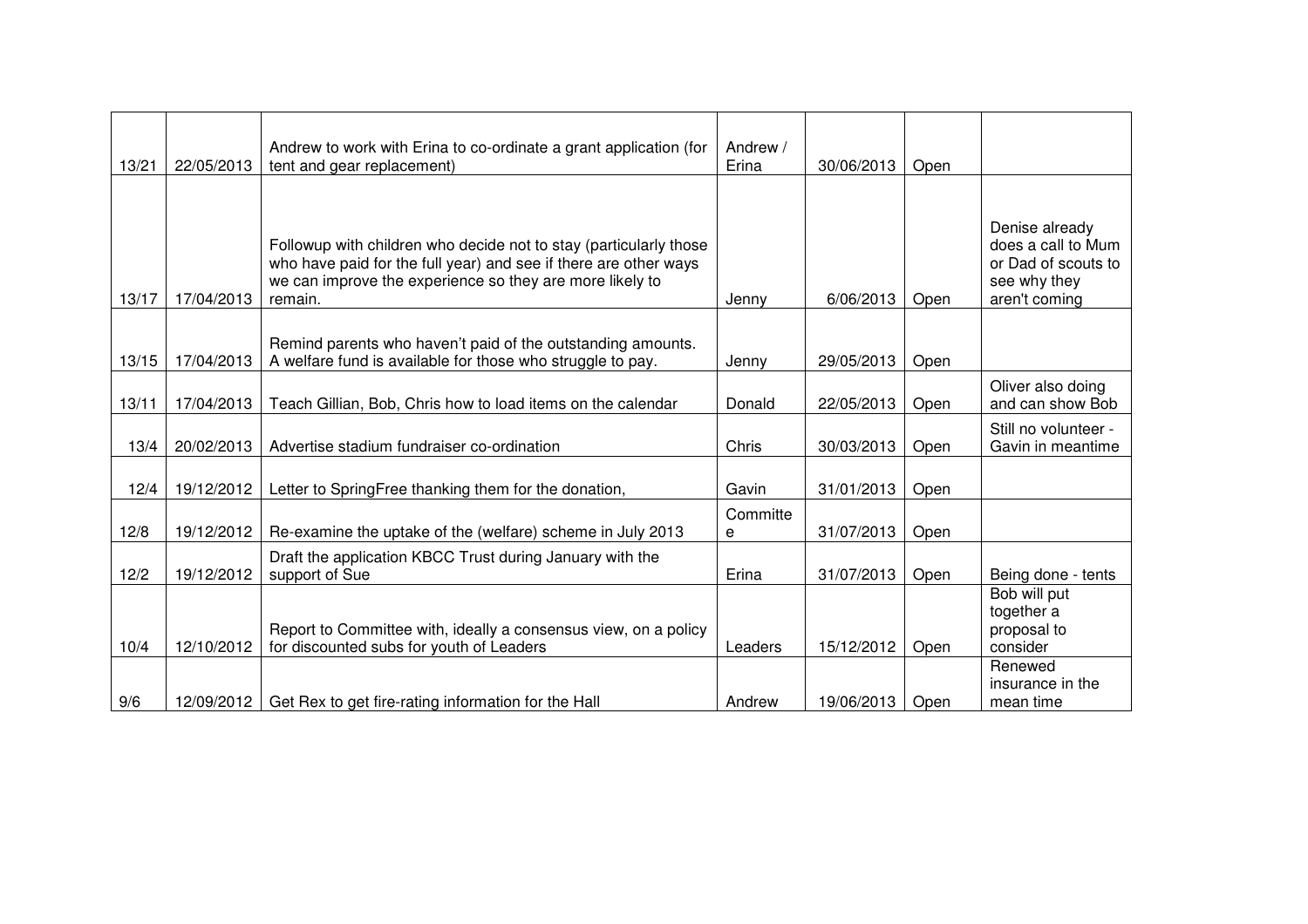| | | | | | | |
|---|---|---|---|---|---|---|
| 13/21 | 22/05/2013 | Andrew to work with Erina to co-ordinate a grant application (for tent and gear replacement) | Andrew / Erina | 30/06/2013 | Open | |
| 13/17 | 17/04/2013 | Followup with children who decide not to stay (particularly those who have paid for the full year) and see if there are other ways we can improve the experience so they are more likely to remain. | Jenny | 6/06/2013 | Open | Denise already does a call to Mum or Dad of scouts to see why they aren't coming |
| 13/15 | 17/04/2013 | Remind parents who haven't paid of the outstanding amounts. A welfare fund is available for those who struggle to pay. | Jenny | 29/05/2013 | Open | |
| 13/11 | 17/04/2013 | Teach Gillian, Bob, Chris how to load items on the calendar | Donald | 22/05/2013 | Open | Oliver also doing and can show Bob |
| 13/4 | 20/02/2013 | Advertise stadium fundraiser co-ordination | Chris | 30/03/2013 | Open | Still no volunteer - Gavin in meantime |
| 12/4 | 19/12/2012 | Letter to SpringFree thanking them for the donation, | Gavin | 31/01/2013 | Open | |
| 12/8 | 19/12/2012 | Re-examine the uptake of the (welfare) scheme in July 2013 | Committee | 31/07/2013 | Open | |
| 12/2 | 19/12/2012 | Draft the application KBCC Trust during January with the support of Sue | Erina | 31/07/2013 | Open | Being done - tents |
| 10/4 | 12/10/2012 | Report to Committee with, ideally a consensus view, on a policy for discounted subs for youth of Leaders | Leaders | 15/12/2012 | Open | Bob will put together a proposal to consider |
| 9/6 | 12/09/2012 | Get Rex to get fire-rating information for the Hall | Andrew | 19/06/2013 | Open | Renewed insurance in the mean time |